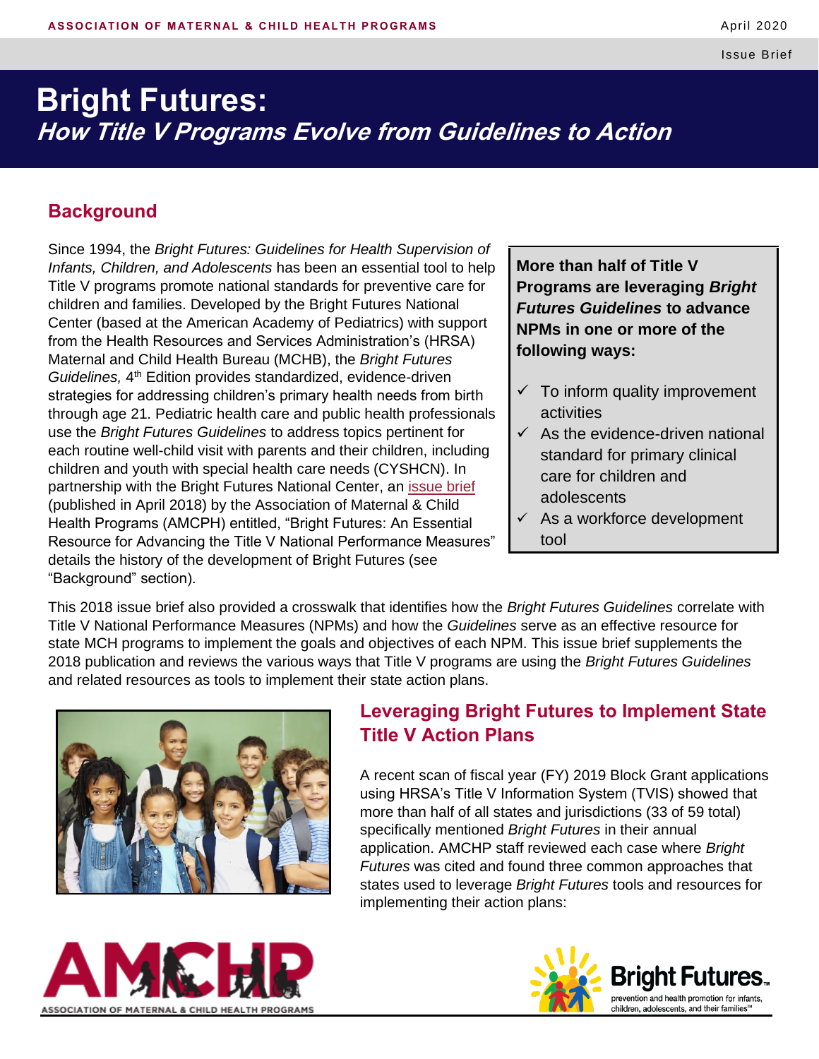# Bright Futures:

## *How Title V Programs Evolve from Guidelines to Action*

## Background

Since 1994, the *Bright Futures: Guidelines for Health Supervision of Infants, Children, and Adolescents* has been an essential tool to help Title V programs promote national standards for preventive care for children and families. Developed by the Bright Futures National Center (based at the American Academy of Pediatrics) with support from the Health Resources and Services Administration's (HRSA) Maternal and Child Health Bureau (MCHB), the *Bright Futures Guidelines,* 4th Edition provides standardized, evidence-driven strategies for addressing children's primary health needs from birth through age 21. Pediatric health care and public health professionals use the *Bright Futures Guidelines* to address topics pertinent for each routine well-child visit with parents and their children, including children and youth with special health care needs (CYSHCN). In partnership with the Bright Futures National Center, an issue brief (published in April 2018) by the Association of Maternal & Child Health Programs (AMCPH) entitled, "Bright Futures: An Essential Resource for Advancing the Title V National Performance Measures" details the history of the development of Bright Futures (see "Background" section).

**More than half of Title V Programs are leveraging *Bright Futures Guidelines* to advance NPMs in one or more of the following ways:**

- ✓ To inform quality improvement activities
- ✓ As the evidence-driven national standard for primary clinical care for children and adolescents
- ✓ As a workforce development tool

This 2018 issue brief also provided a crosswalk that identifies how the *Bright Futures Guidelines* correlate with Title V National Performance Measures (NPMs) and how the *Guidelines* serve as an effective resource for state MCH programs to implement the goals and objectives of each NPM. This issue brief supplements the 2018 publication and reviews the various ways that Title V programs are using the *Bright Futures Guidelines* and related resources as tools to implement their state action plans.

## Leveraging Bright Futures to Implement State Title V Action Plans

A recent scan of fiscal year (FY) 2019 Block Grant applications using HRSA's Title V Information System (TVIS) showed that more than half of all states and jurisdictions (33 of 59 total) specifically mentioned *Bright Futures* in their annual application. AMCHP staff reviewed each case where *Bright Futures* was cited and found three common approaches that states used to leverage *Bright Futures* tools and resources for implementing their action plans: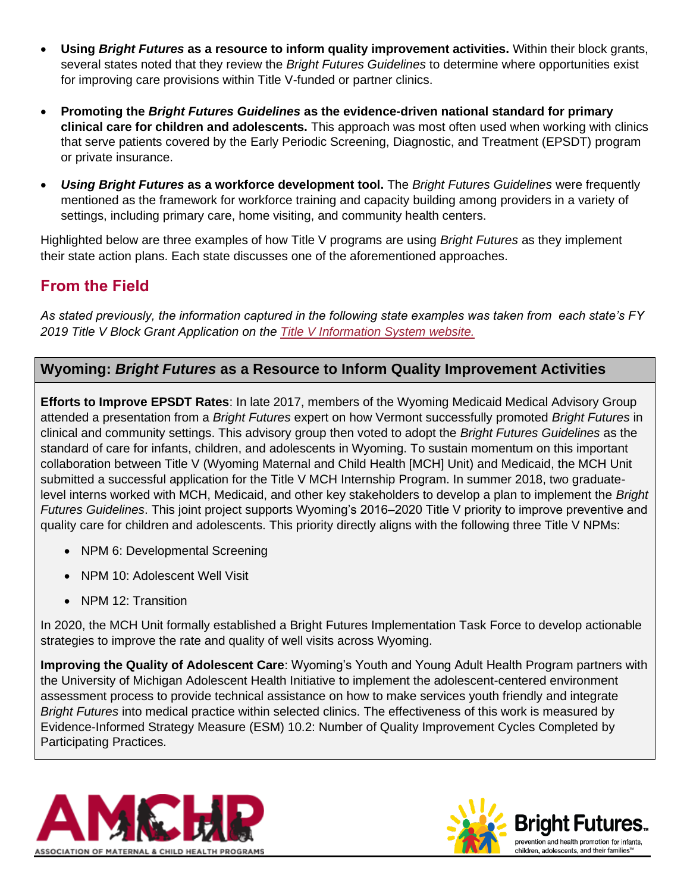- **Using *Bright Futures* as a resource to inform quality improvement activities.** Within their block grants, several states noted that they review the *Bright Futures Guidelines* to determine where opportunities exist for improving care provisions within Title V-funded or partner clinics.

- **Promoting the *Bright Futures Guidelines* as the evidence-driven national standard for primary clinical care for children and adolescents.** This approach was most often used when working with clinics that serve patients covered by the Early Periodic Screening, Diagnostic, and Treatment (EPSDT) program or private insurance.

- ***Using Bright Futures* as a workforce development tool.** The *Bright Futures Guidelines* were frequently mentioned as the framework for workforce training and capacity building among providers in a variety of settings, including primary care, home visiting, and community health centers.

Highlighted below are three examples of how Title V programs are using *Bright Futures* as they implement their state action plans. Each state discusses one of the aforementioned approaches.

## From the Field

*As stated previously, the information captured in the following state examples was taken from each state's FY 2019 Title V Block Grant Application on the [Title V Information System website.](#)*

### Wyoming: *Bright Futures* as a Resource to Inform Quality Improvement Activities

**Efforts to Improve EPSDT Rates**: In late 2017, members of the Wyoming Medicaid Medical Advisory Group attended a presentation from a *Bright Futures* expert on how Vermont successfully promoted *Bright Futures* in clinical and community settings. This advisory group then voted to adopt the *Bright Futures Guidelines* as the standard of care for infants, children, and adolescents in Wyoming. To sustain momentum on this important collaboration between Title V (Wyoming Maternal and Child Health [MCH] Unit) and Medicaid, the MCH Unit submitted a successful application for the Title V MCH Internship Program. In summer 2018, two graduate-level interns worked with MCH, Medicaid, and other key stakeholders to develop a plan to implement the *Bright Futures Guidelines*. This joint project supports Wyoming's 2016–2020 Title V priority to improve preventive and quality care for children and adolescents. This priority directly aligns with the following three Title V NPMs:

- NPM 6: Developmental Screening
- NPM 10: Adolescent Well Visit
- NPM 12: Transition

In 2020, the MCH Unit formally established a Bright Futures Implementation Task Force to develop actionable strategies to improve the rate and quality of well visits across Wyoming.

**Improving the Quality of Adolescent Care**: Wyoming's Youth and Young Adult Health Program partners with the University of Michigan Adolescent Health Initiative to implement the adolescent-centered environment assessment process to provide technical assistance on how to make services youth friendly and integrate *Bright Futures* into medical practice within selected clinics. The effectiveness of this work is measured by Evidence-Informed Strategy Measure (ESM) 10.2: Number of Quality Improvement Cycles Completed by Participating Practices.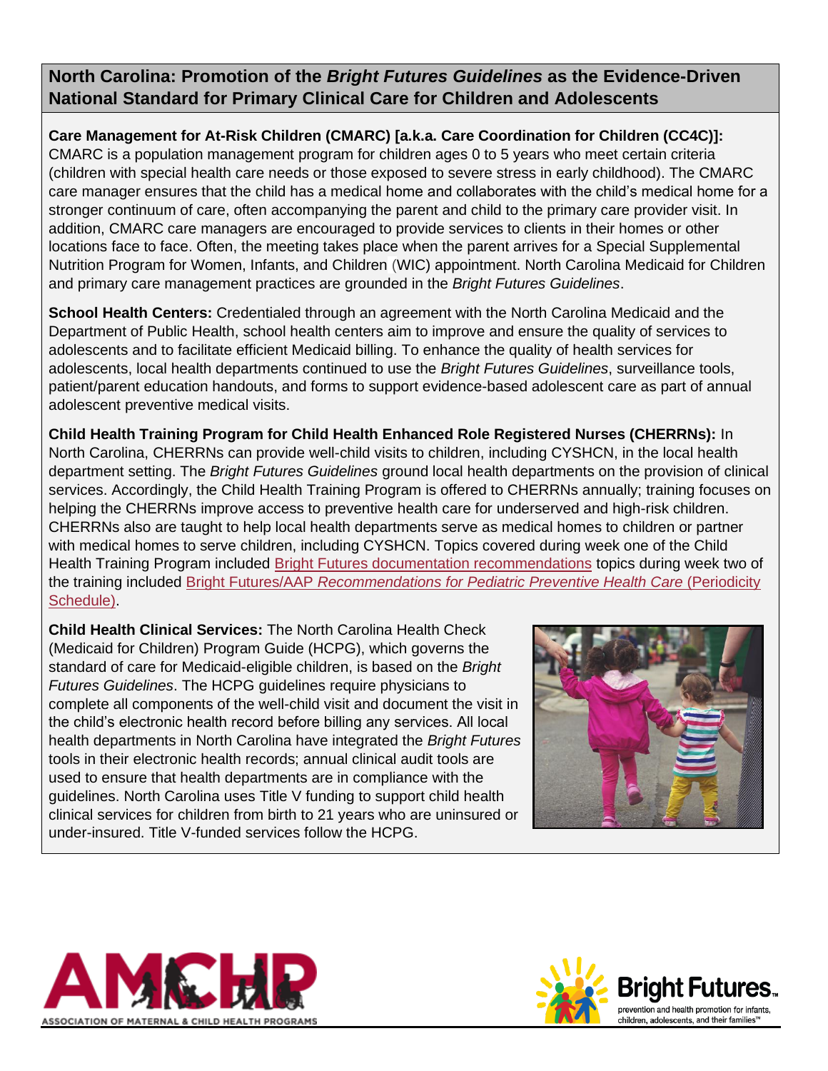## North Carolina: Promotion of the *Bright Futures Guidelines* as the Evidence-Driven National Standard for Primary Clinical Care for Children and Adolescents

**Care Management for At-Risk Children (CMARC) [a.k.a. Care Coordination for Children (CC4C)]:** CMARC is a population management program for children ages 0 to 5 years who meet certain criteria (children with special health care needs or those exposed to severe stress in early childhood). The CMARC care manager ensures that the child has a medical home and collaborates with the child's medical home for a stronger continuum of care, often accompanying the parent and child to the primary care provider visit. In addition, CMARC care managers are encouraged to provide services to clients in their homes or other locations face to face. Often, the meeting takes place when the parent arrives for a Special Supplemental Nutrition Program for Women, Infants, and Children (WIC) appointment. North Carolina Medicaid for Children and primary care management practices are grounded in the *Bright Futures Guidelines*.

**School Health Centers:** Credentialed through an agreement with the North Carolina Medicaid and the Department of Public Health, school health centers aim to improve and ensure the quality of services to adolescents and to facilitate efficient Medicaid billing. To enhance the quality of health services for adolescents, local health departments continued to use the *Bright Futures Guidelines*, surveillance tools, patient/parent education handouts, and forms to support evidence-based adolescent care as part of annual adolescent preventive medical visits.

**Child Health Training Program for Child Health Enhanced Role Registered Nurses (CHERRNs):** In North Carolina, CHERRNs can provide well-child visits to children, including CYSHCN, in the local health department setting. The *Bright Futures Guidelines* ground local health departments on the provision of clinical services. Accordingly, the Child Health Training Program is offered to CHERRNs annually; training focuses on helping the CHERRNs improve access to preventive health care for underserved and high-risk children. CHERRNs also are taught to help local health departments serve as medical homes to children or partner with medical homes to serve children, including CYSHCN. Topics covered during week one of the Child Health Training Program included Bright Futures documentation recommendations topics during week two of the training included Bright Futures/AAP *Recommendations for Pediatric Preventive Health Care* (Periodicity Schedule).

**Child Health Clinical Services:** The North Carolina Health Check (Medicaid for Children) Program Guide (HCPG), which governs the standard of care for Medicaid-eligible children, is based on the *Bright Futures Guidelines*. The HCPG guidelines require physicians to complete all components of the well-child visit and document the visit in the child's electronic health record before billing any services. All local health departments in North Carolina have integrated the *Bright Futures* tools in their electronic health records; annual clinical audit tools are used to ensure that health departments are in compliance with the guidelines. North Carolina uses Title V funding to support child health clinical services for children from birth to 21 years who are uninsured or under-insured. Title V-funded services follow the HCPG.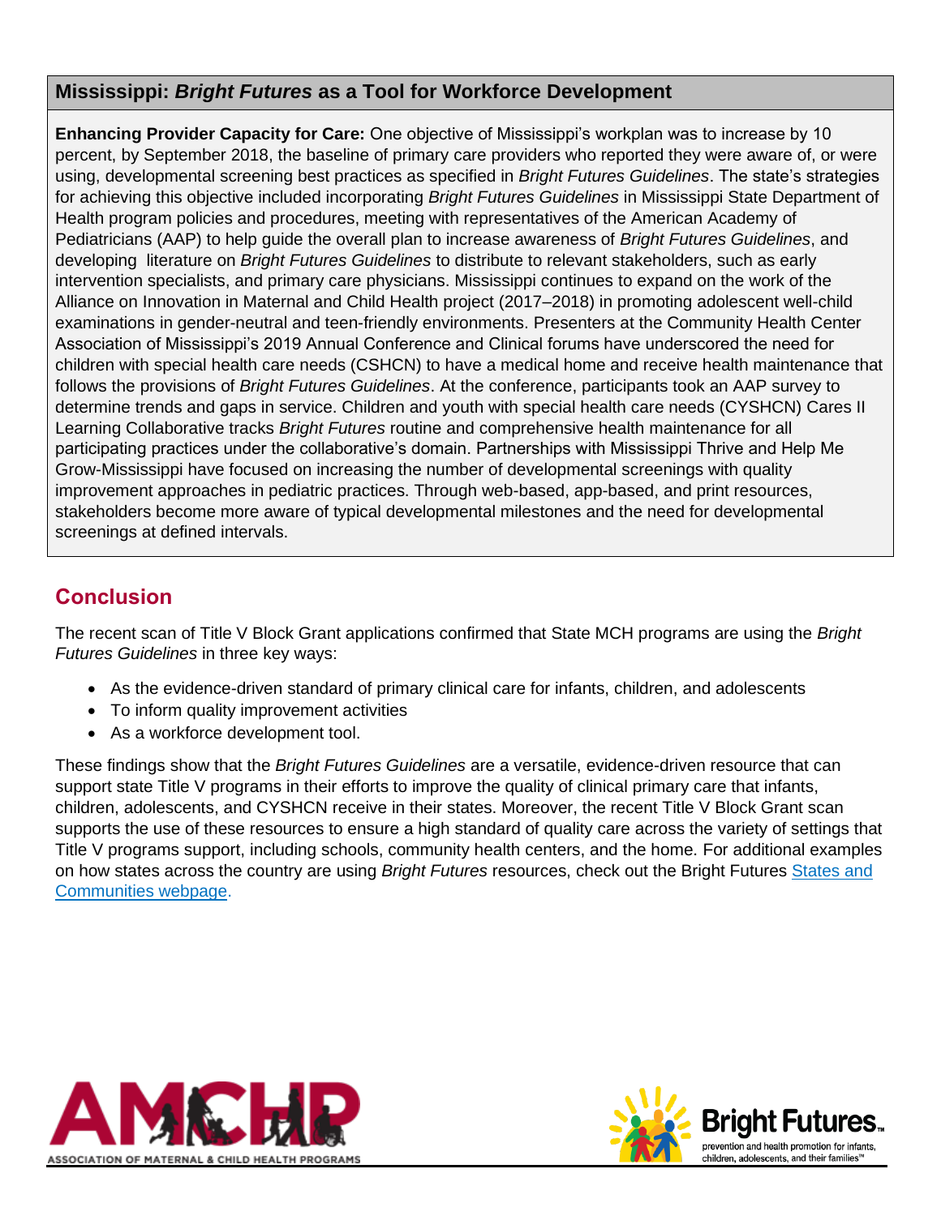## Mississippi: *Bright Futures* as a Tool for Workforce Development

**Enhancing Provider Capacity for Care:** One objective of Mississippi's workplan was to increase by 10 percent, by September 2018, the baseline of primary care providers who reported they were aware of, or were using, developmental screening best practices as specified in *Bright Futures Guidelines*. The state's strategies for achieving this objective included incorporating *Bright Futures Guidelines* in Mississippi State Department of Health program policies and procedures, meeting with representatives of the American Academy of Pediatricians (AAP) to help guide the overall plan to increase awareness of *Bright Futures Guidelines*, and developing literature on *Bright Futures Guidelines* to distribute to relevant stakeholders, such as early intervention specialists, and primary care physicians. Mississippi continues to expand on the work of the Alliance on Innovation in Maternal and Child Health project (2017–2018) in promoting adolescent well-child examinations in gender-neutral and teen-friendly environments. Presenters at the Community Health Center Association of Mississippi's 2019 Annual Conference and Clinical forums have underscored the need for children with special health care needs (CSHCN) to have a medical home and receive health maintenance that follows the provisions of *Bright Futures Guidelines*. At the conference, participants took an AAP survey to determine trends and gaps in service. Children and youth with special health care needs (CYSHCN) Cares II Learning Collaborative tracks *Bright Futures* routine and comprehensive health maintenance for all participating practices under the collaborative's domain. Partnerships with Mississippi Thrive and Help Me Grow-Mississippi have focused on increasing the number of developmental screenings with quality improvement approaches in pediatric practices. Through web-based, app-based, and print resources, stakeholders become more aware of typical developmental milestones and the need for developmental screenings at defined intervals.

## Conclusion

The recent scan of Title V Block Grant applications confirmed that State MCH programs are using the *Bright Futures Guidelines* in three key ways:

- As the evidence-driven standard of primary clinical care for infants, children, and adolescents
- To inform quality improvement activities
- As a workforce development tool.

These findings show that the *Bright Futures Guidelines* are a versatile, evidence-driven resource that can support state Title V programs in their efforts to improve the quality of clinical primary care that infants, children, adolescents, and CYSHCN receive in their states. Moreover, the recent Title V Block Grant scan supports the use of these resources to ensure a high standard of quality care across the variety of settings that Title V programs support, including schools, community health centers, and the home. For additional examples on how states across the country are using *Bright Futures* resources, check out the Bright Futures [States and Communities webpage](#).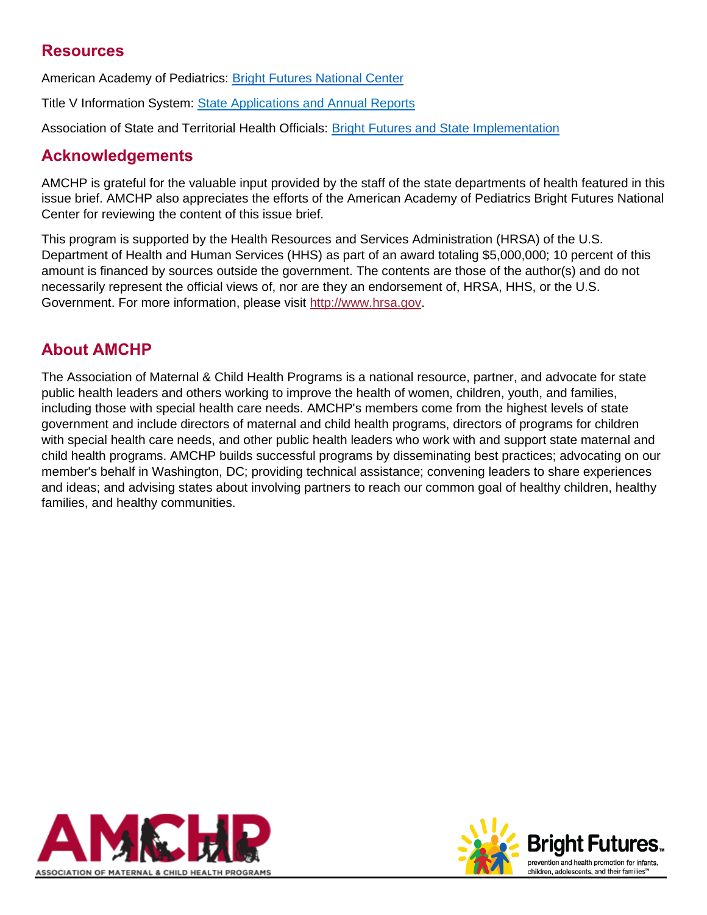## Resources

American Academy of Pediatrics: [Bright Futures National Center]

Title V Information System: [State Applications and Annual Reports]

Association of State and Territorial Health Officials: [Bright Futures and State Implementation]

## Acknowledgements

AMCHP is grateful for the valuable input provided by the staff of the state departments of health featured in this issue brief. AMCHP also appreciates the efforts of the American Academy of Pediatrics Bright Futures National Center for reviewing the content of this issue brief.

This program is supported by the Health Resources and Services Administration (HRSA) of the U.S. Department of Health and Human Services (HHS) as part of an award totaling $5,000,000; 10 percent of this amount is financed by sources outside the government. The contents are those of the author(s) and do not necessarily represent the official views of, nor are they an endorsement of, HRSA, HHS, or the U.S. Government. For more information, please visit http://www.hrsa.gov.

## About AMCHP

The Association of Maternal & Child Health Programs is a national resource, partner, and advocate for state public health leaders and others working to improve the health of women, children, youth, and families, including those with special health care needs. AMCHP's members come from the highest levels of state government and include directors of maternal and child health programs, directors of programs for children with special health care needs, and other public health leaders who work with and support state maternal and child health programs. AMCHP builds successful programs by disseminating best practices; advocating on our member's behalf in Washington, DC; providing technical assistance; convening leaders to share experiences and ideas; and advising states about involving partners to reach our common goal of healthy children, healthy families, and healthy communities.

AMCHP
ASSOCIATION OF MATERNAL & CHILD HEALTH PROGRAMS

Bright Futures™
prevention and health promotion for infants, children, adolescents, and their families™